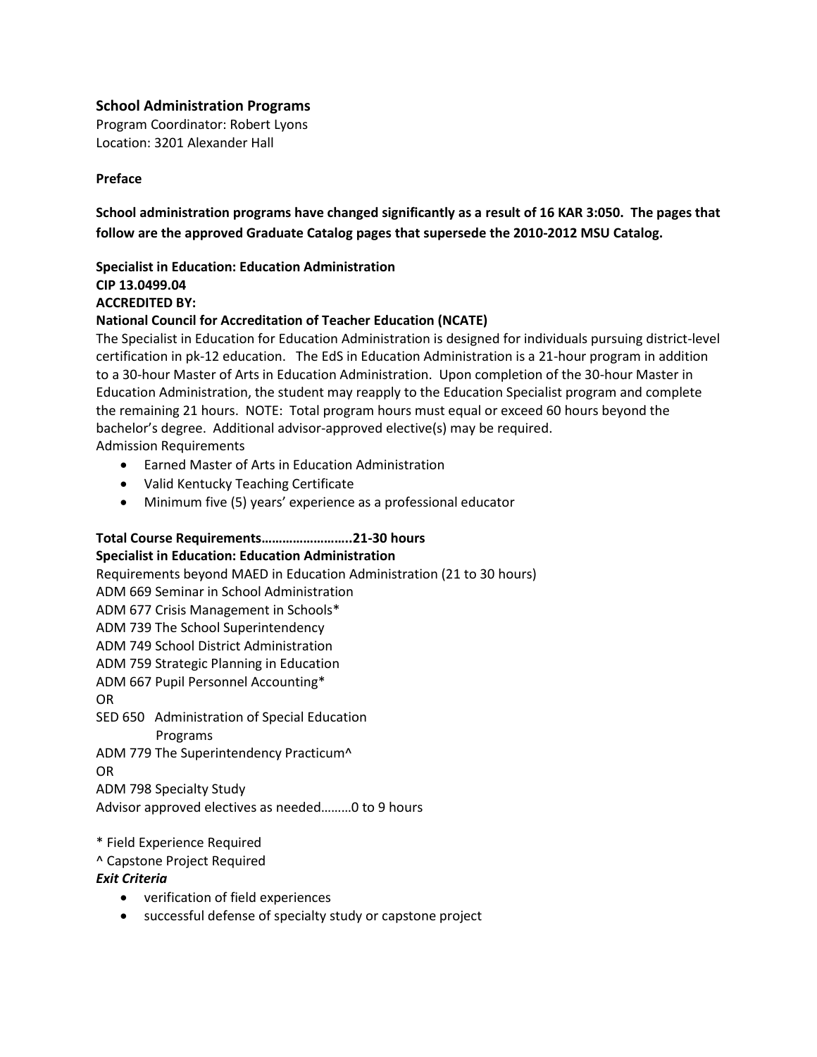## School Administration Programs

Program Coordinator: Robert Lyons
Location: 3201 Alexander Hall

**Preface**

**School administration programs have changed significantly as a result of 16 KAR 3:050. The pages that follow are the approved Graduate Catalog pages that supersede the 2010-2012 MSU Catalog.**

**Specialist in Education: Education Administration**
**CIP 13.0499.04**
**ACCREDITED BY:**
**National Council for Accreditation of Teacher Education (NCATE)**

The Specialist in Education for Education Administration is designed for individuals pursuing district-level certification in pk-12 education. The EdS in Education Administration is a 21-hour program in addition to a 30-hour Master of Arts in Education Administration. Upon completion of the 30-hour Master in Education Administration, the student may reapply to the Education Specialist program and complete the remaining 21 hours. NOTE: Total program hours must equal or exceed 60 hours beyond the bachelor's degree. Additional advisor-approved elective(s) may be required.

Admission Requirements

- Earned Master of Arts in Education Administration
- Valid Kentucky Teaching Certificate
- Minimum five (5) years' experience as a professional educator

**Total Course Requirements……………………..21-30 hours**
**Specialist in Education: Education Administration**

Requirements beyond MAED in Education Administration (21 to 30 hours)
ADM 669 Seminar in School Administration
ADM 677 Crisis Management in Schools*
ADM 739 The School Superintendency
ADM 749 School District Administration
ADM 759 Strategic Planning in Education
ADM 667 Pupil Personnel Accounting*
OR
SED 650 Administration of Special Education Programs
ADM 779 The Superintendency Practicum^
OR
ADM 798 Specialty Study
Advisor approved electives as needed………0 to 9 hours

\* Field Experience Required
^ Capstone Project Required

***Exit Criteria***

- verification of field experiences
- successful defense of specialty study or capstone project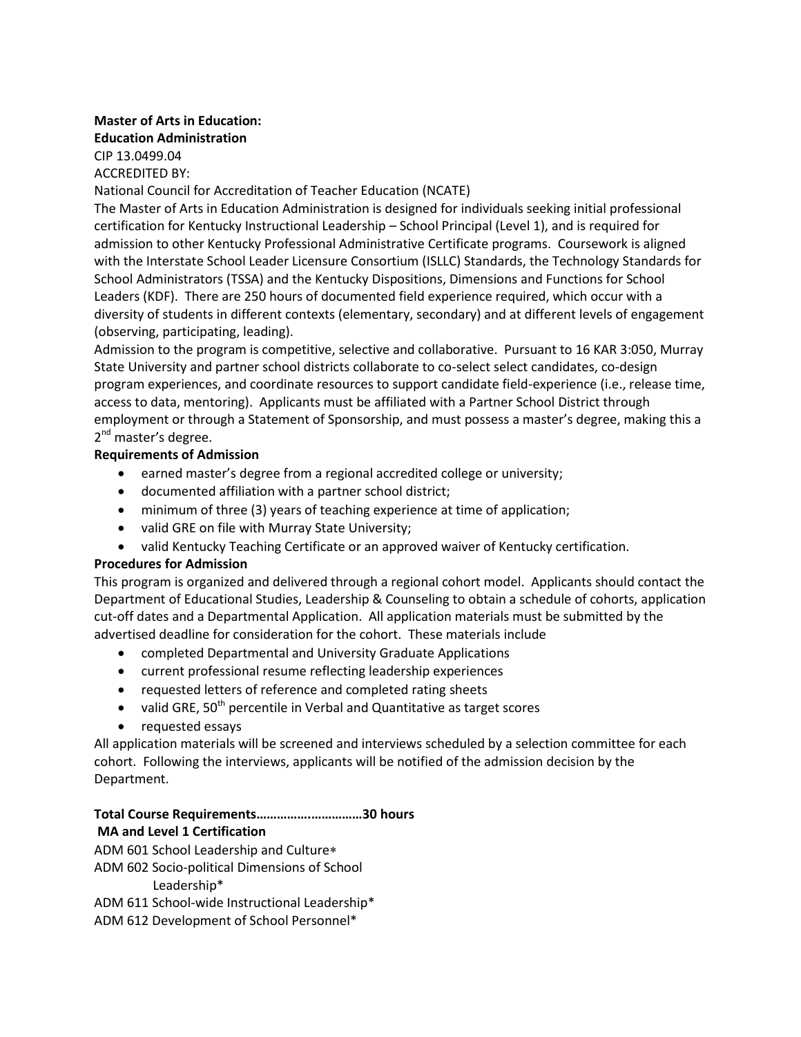**Master of Arts in Education:**
**Education Administration**

CIP 13.0499.04

ACCREDITED BY:

National Council for Accreditation of Teacher Education (NCATE)

The Master of Arts in Education Administration is designed for individuals seeking initial professional certification for Kentucky Instructional Leadership – School Principal (Level 1), and is required for admission to other Kentucky Professional Administrative Certificate programs. Coursework is aligned with the Interstate School Leader Licensure Consortium (ISLLC) Standards, the Technology Standards for School Administrators (TSSA) and the Kentucky Dispositions, Dimensions and Functions for School Leaders (KDF). There are 250 hours of documented field experience required, which occur with a diversity of students in different contexts (elementary, secondary) and at different levels of engagement (observing, participating, leading).

Admission to the program is competitive, selective and collaborative. Pursuant to 16 KAR 3:050, Murray State University and partner school districts collaborate to co-select select candidates, co-design program experiences, and coordinate resources to support candidate field-experience (i.e., release time, access to data, mentoring). Applicants must be affiliated with a Partner School District through employment or through a Statement of Sponsorship, and must possess a master's degree, making this a 2nd master's degree.

**Requirements of Admission**

- earned master's degree from a regional accredited college or university;
- documented affiliation with a partner school district;
- minimum of three (3) years of teaching experience at time of application;
- valid GRE on file with Murray State University;
- valid Kentucky Teaching Certificate or an approved waiver of Kentucky certification.

**Procedures for Admission**

This program is organized and delivered through a regional cohort model. Applicants should contact the Department of Educational Studies, Leadership & Counseling to obtain a schedule of cohorts, application cut-off dates and a Departmental Application. All application materials must be submitted by the advertised deadline for consideration for the cohort. These materials include

- completed Departmental and University Graduate Applications
- current professional resume reflecting leadership experiences
- requested letters of reference and completed rating sheets
- valid GRE, 50th percentile in Verbal and Quantitative as target scores
- requested essays

All application materials will be screened and interviews scheduled by a selection committee for each cohort. Following the interviews, applicants will be notified of the admission decision by the Department.

**Total Course Requirements…………………………30 hours**

**MA and Level 1 Certification**

ADM 601 School Leadership and Culture*

ADM 602 Socio-political Dimensions of School Leadership*

ADM 611 School-wide Instructional Leadership*

ADM 612 Development of School Personnel*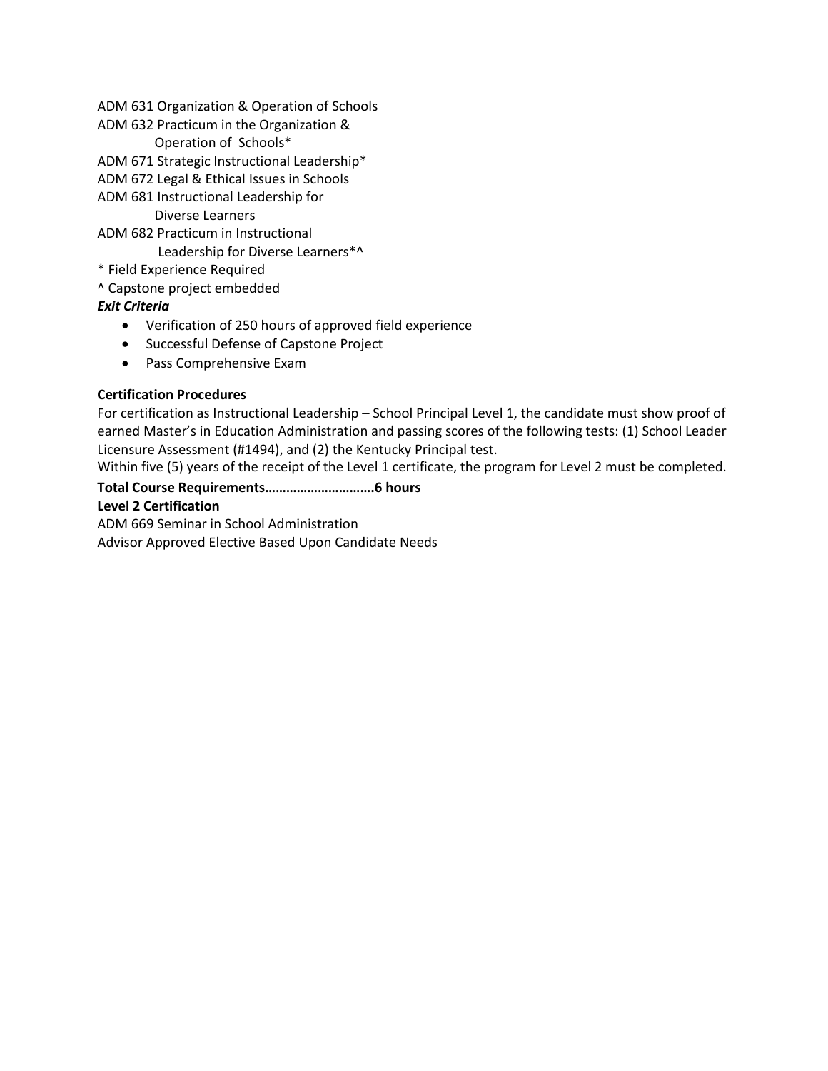ADM 631 Organization & Operation of Schools
ADM 632 Practicum in the Organization & Operation of Schools*
ADM 671 Strategic Instructional Leadership*
ADM 672 Legal & Ethical Issues in Schools
ADM 681 Instructional Leadership for Diverse Learners
ADM 682 Practicum in Instructional Leadership for Diverse Learners*^
* Field Experience Required
^ Capstone project embedded

***Exit Criteria***

- Verification of 250 hours of approved field experience
- Successful Defense of Capstone Project
- Pass Comprehensive Exam

**Certification Procedures**

For certification as Instructional Leadership – School Principal Level 1, the candidate must show proof of earned Master's in Education Administration and passing scores of the following tests: (1) School Leader Licensure Assessment (#1494), and (2) the Kentucky Principal test.

Within five (5) years of the receipt of the Level 1 certificate, the program for Level 2 must be completed.

**Total Course Requirements…………………………6 hours**

**Level 2 Certification**

ADM 669 Seminar in School Administration
Advisor Approved Elective Based Upon Candidate Needs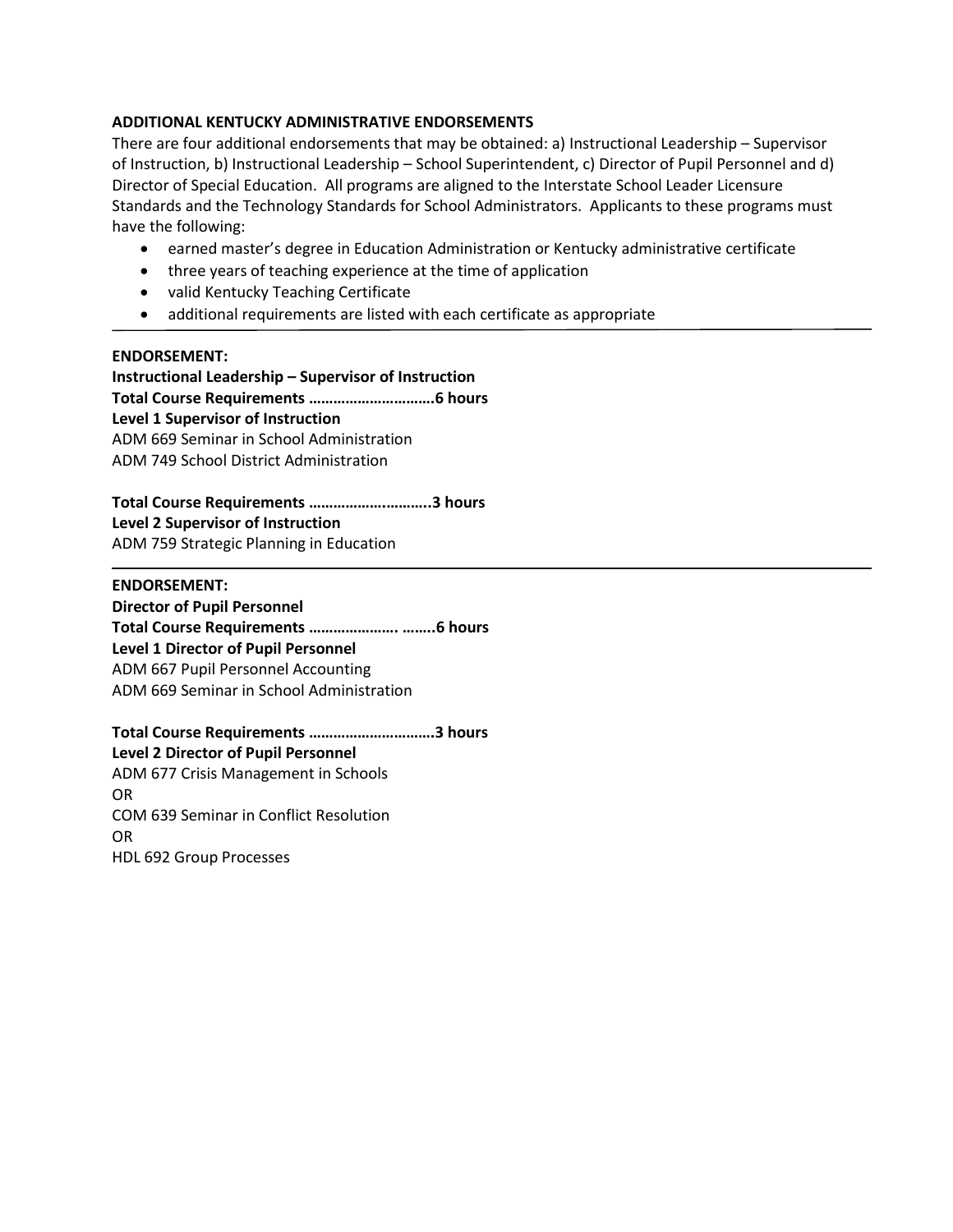**ADDITIONAL KENTUCKY ADMINISTRATIVE ENDORSEMENTS**

There are four additional endorsements that may be obtained: a) Instructional Leadership – Supervisor of Instruction, b) Instructional Leadership – School Superintendent, c) Director of Pupil Personnel and d) Director of Special Education. All programs are aligned to the Interstate School Leader Licensure Standards and the Technology Standards for School Administrators. Applicants to these programs must have the following:

- earned master's degree in Education Administration or Kentucky administrative certificate
- three years of teaching experience at the time of application
- valid Kentucky Teaching Certificate
- additional requirements are listed with each certificate as appropriate

---

**ENDORSEMENT:**
**Instructional Leadership – Supervisor of Instruction**
**Total Course Requirements ……………………….6 hours**
**Level 1 Supervisor of Instruction**
ADM 669 Seminar in School Administration
ADM 749 School District Administration

**Total Course Requirements ……………………….3 hours**
**Level 2 Supervisor of Instruction**
ADM 759 Strategic Planning in Education

---

**ENDORSEMENT:**
**Director of Pupil Personnel**
**Total Course Requirements …………………. ……..6 hours**
**Level 1 Director of Pupil Personnel**
ADM 667 Pupil Personnel Accounting
ADM 669 Seminar in School Administration

**Total Course Requirements ……………………….3 hours**
**Level 2 Director of Pupil Personnel**
ADM 677 Crisis Management in Schools
OR
COM 639 Seminar in Conflict Resolution
OR
HDL 692 Group Processes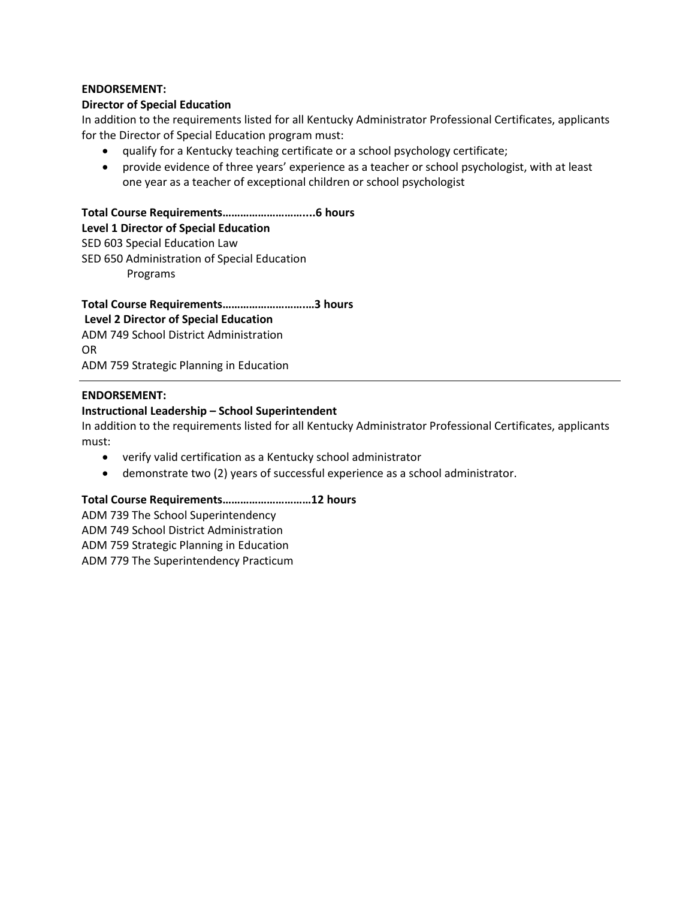**ENDORSEMENT:**

**Director of Special Education**

In addition to the requirements listed for all Kentucky Administrator Professional Certificates, applicants for the Director of Special Education program must:

- qualify for a Kentucky teaching certificate or a school psychology certificate;
- provide evidence of three years' experience as a teacher or school psychologist, with at least one year as a teacher of exceptional children or school psychologist

**Total Course Requirements………………………....6 hours**

**Level 1 Director of Special Education**

SED 603 Special Education Law

SED 650 Administration of Special Education Programs

**Total Course Requirements…………………….…3 hours**

**Level 2 Director of Special Education**

ADM 749 School District Administration

OR

ADM 759 Strategic Planning in Education

---

**ENDORSEMENT:**

**Instructional Leadership – School Superintendent**

In addition to the requirements listed for all Kentucky Administrator Professional Certificates, applicants must:

- verify valid certification as a Kentucky school administrator
- demonstrate two (2) years of successful experience as a school administrator.

**Total Course Requirements………………………12 hours**

ADM 739 The School Superintendency

ADM 749 School District Administration

ADM 759 Strategic Planning in Education

ADM 779 The Superintendency Practicum